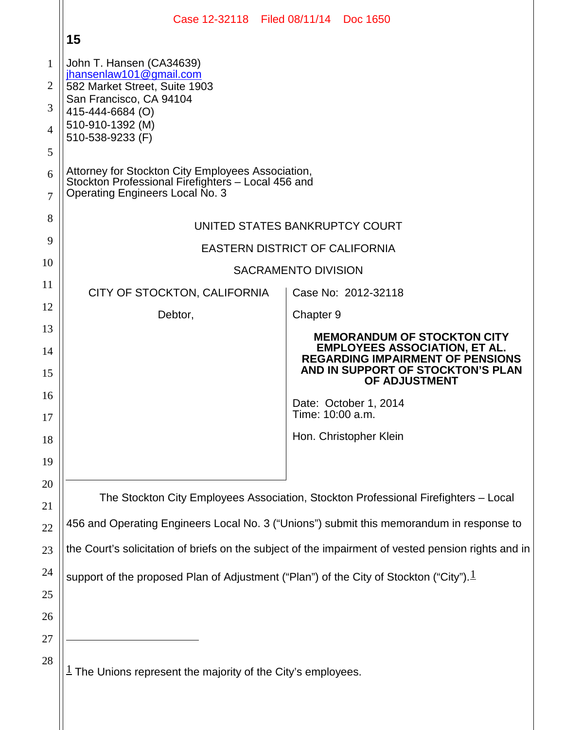John T. Hansen (CA34639)
jhansenlaw101@gmail.com
582 Market Street, Suite 1903
San Francisco, CA 94104
415-444-6684 (O)
510-910-1392 (M)
510-538-9233 (F)

Attorney for Stockton City Employees Association, Stockton Professional Firefighters – Local 456 and Operating Engineers Local No. 3

UNITED STATES BANKRUPTCY COURT

EASTERN DISTRICT OF CALIFORNIA

SACRAMENTO DIVISION

| | |
|---|---|
| CITY OF STOCKTON, CALIFORNIA<br><br>Debtor, | Case No: 2012-32118<br><br>Chapter 9<br><br>**MEMORANDUM OF STOCKTON CITY EMPLOYEES ASSOCIATION, ET AL. REGARDING IMPAIRMENT OF PENSIONS AND IN SUPPORT OF STOCKTON'S PLAN OF ADJUSTMENT**<br><br>Date: October 1, 2014<br>Time: 10:00 a.m.<br><br>Hon. Christopher Klein |

The Stockton City Employees Association, Stockton Professional Firefighters – Local 456 and Operating Engineers Local No. 3 ("Unions") submit this memorandum in response to the Court's solicitation of briefs on the subject of the impairment of vested pension rights and in support of the proposed Plan of Adjustment ("Plan") of the City of Stockton ("City").[1]

---

[1] The Unions represent the majority of the City's employees.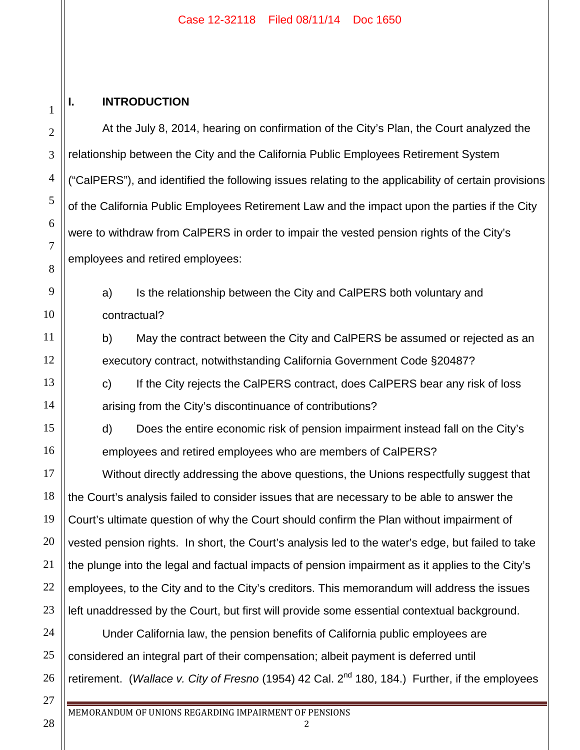## I. INTRODUCTION

At the July 8, 2014, hearing on confirmation of the City's Plan, the Court analyzed the relationship between the City and the California Public Employees Retirement System ("CalPERS"), and identified the following issues relating to the applicability of certain provisions of the California Public Employees Retirement Law and the impact upon the parties if the City were to withdraw from CalPERS in order to impair the vested pension rights of the City's employees and retired employees:

a) Is the relationship between the City and CalPERS both voluntary and contractual?

b) May the contract between the City and CalPERS be assumed or rejected as an executory contract, notwithstanding California Government Code §20487?

c) If the City rejects the CalPERS contract, does CalPERS bear any risk of loss arising from the City's discontinuance of contributions?

d) Does the entire economic risk of pension impairment instead fall on the City's employees and retired employees who are members of CalPERS?

Without directly addressing the above questions, the Unions respectfully suggest that the Court's analysis failed to consider issues that are necessary to be able to answer the Court's ultimate question of why the Court should confirm the Plan without impairment of vested pension rights. In short, the Court's analysis led to the water's edge, but failed to take the plunge into the legal and factual impacts of pension impairment as it applies to the City's employees, to the City and to the City's creditors. This memorandum will address the issues left unaddressed by the Court, but first will provide some essential contextual background.

Under California law, the pension benefits of California public employees are considered an integral part of their compensation; albeit payment is deferred until retirement. (*Wallace v. City of Fresno* (1954) 42 Cal. 2nd 180, 184.) Further, if the employees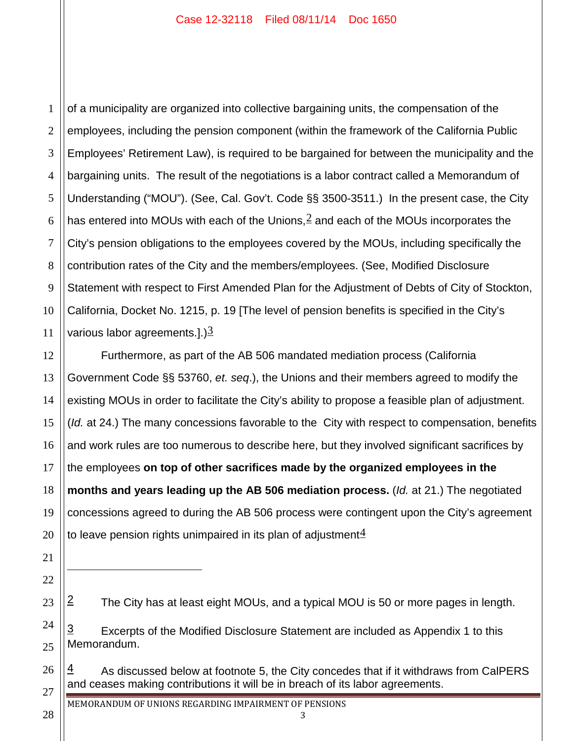of a municipality are organized into collective bargaining units, the compensation of the employees, including the pension component (within the framework of the California Public Employees' Retirement Law), is required to be bargained for between the municipality and the bargaining units. The result of the negotiations is a labor contract called a Memorandum of Understanding ("MOU"). (See, Cal. Gov't. Code §§ 3500-3511.) In the present case, the City has entered into MOUs with each of the Unions,[2] and each of the MOUs incorporates the City's pension obligations to the employees covered by the MOUs, including specifically the contribution rates of the City and the members/employees. (See, Modified Disclosure Statement with respect to First Amended Plan for the Adjustment of Debts of City of Stockton, California, Docket No. 1215, p. 19 [The level of pension benefits is specified in the City's various labor agreements.].)[3]

Furthermore, as part of the AB 506 mandated mediation process (California Government Code §§ 53760, *et. seq*.), the Unions and their members agreed to modify the existing MOUs in order to facilitate the City's ability to propose a feasible plan of adjustment. (*Id.* at 24.) The many concessions favorable to the City with respect to compensation, benefits and work rules are too numerous to describe here, but they involved significant sacrifices by the employees **on top of other sacrifices made by the organized employees in the months and years leading up the AB 506 mediation process.** (*Id.* at 21.) The negotiated concessions agreed to during the AB 506 process were contingent upon the City's agreement to leave pension rights unimpaired in its plan of adjustment[4]

---

[2] The City has at least eight MOUs, and a typical MOU is 50 or more pages in length.

[3] Excerpts of the Modified Disclosure Statement are included as Appendix 1 to this Memorandum.

[4] As discussed below at footnote 5, the City concedes that if it withdraws from CalPERS and ceases making contributions it will be in breach of its labor agreements.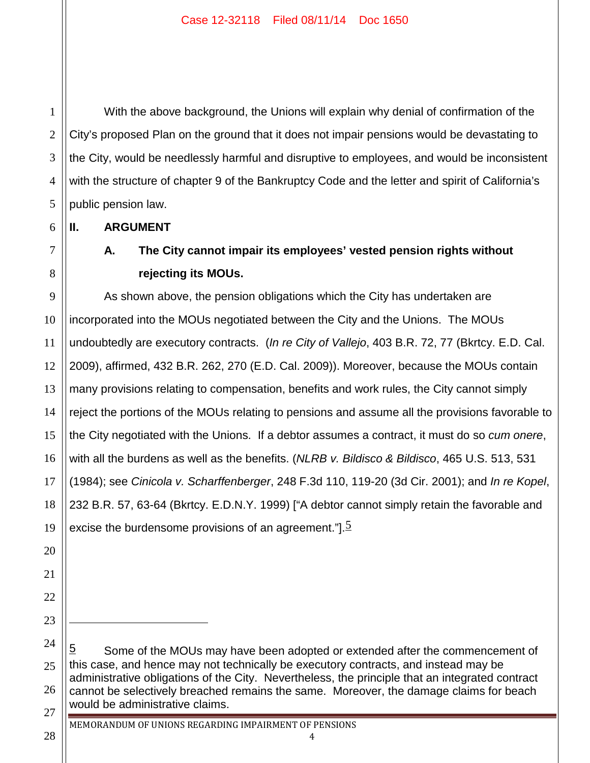With the above background, the Unions will explain why denial of confirmation of the City's proposed Plan on the ground that it does not impair pensions would be devastating to the City, would be needlessly harmful and disruptive to employees, and would be inconsistent with the structure of chapter 9 of the Bankruptcy Code and the letter and spirit of California's public pension law.

## II. ARGUMENT

### A. The City cannot impair its employees' vested pension rights without rejecting its MOUs.

As shown above, the pension obligations which the City has undertaken are incorporated into the MOUs negotiated between the City and the Unions. The MOUs undoubtedly are executory contracts. (*In re City of Vallejo*, 403 B.R. 72, 77 (Bkrtcy. E.D. Cal. 2009), affirmed, 432 B.R. 262, 270 (E.D. Cal. 2009)). Moreover, because the MOUs contain many provisions relating to compensation, benefits and work rules, the City cannot simply reject the portions of the MOUs relating to pensions and assume all the provisions favorable to the City negotiated with the Unions. If a debtor assumes a contract, it must do so *cum onere*, with all the burdens as well as the benefits. (*NLRB v. Bildisco & Bildisco*, 465 U.S. 513, 531 (1984); see *Cinicola v. Scharffenberger*, 248 F.3d 110, 119-20 (3d Cir. 2001); and *In re Kopel*, 232 B.R. 57, 63-64 (Bkrtcy. E.D.N.Y. 1999) ["A debtor cannot simply retain the favorable and excise the burdensome provisions of an agreement."].[5]

---

[5] Some of the MOUs may have been adopted or extended after the commencement of this case, and hence may not technically be executory contracts, and instead may be administrative obligations of the City. Nevertheless, the principle that an integrated contract cannot be selectively breached remains the same. Moreover, the damage claims for beach would be administrative claims.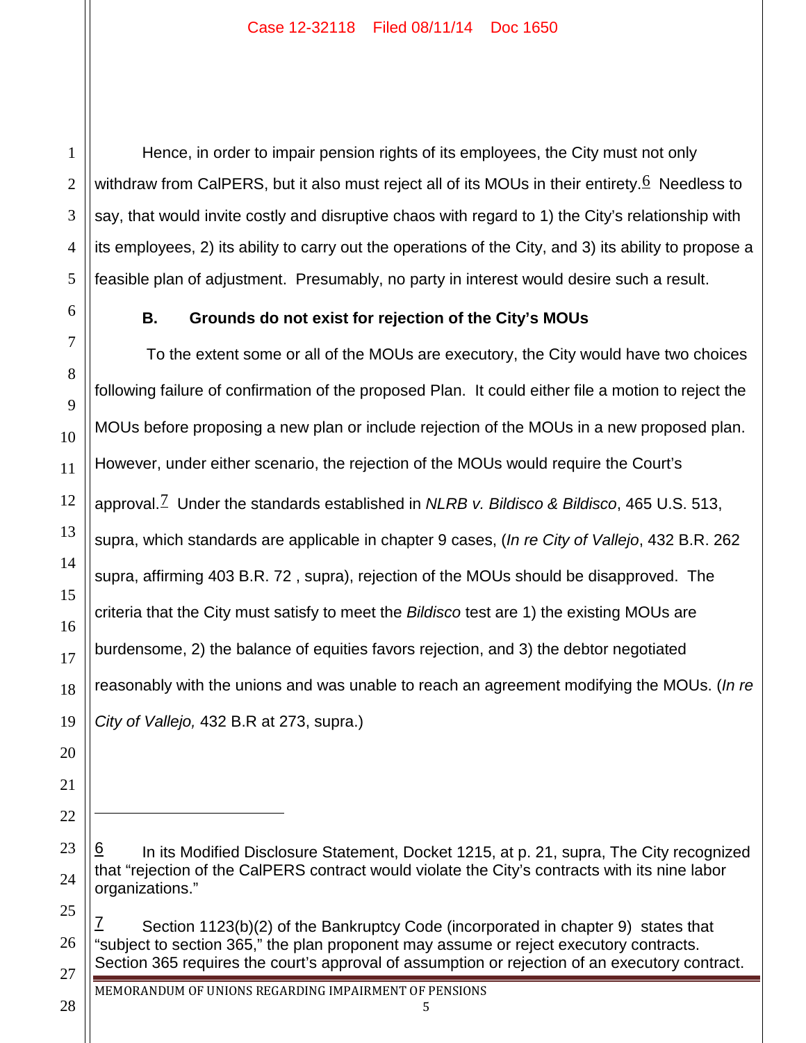Hence, in order to impair pension rights of its employees, the City must not only withdraw from CalPERS, but it also must reject all of its MOUs in their entirety.[6] Needless to say, that would invite costly and disruptive chaos with regard to 1) the City's relationship with its employees, 2) its ability to carry out the operations of the City, and 3) its ability to propose a feasible plan of adjustment. Presumably, no party in interest would desire such a result.

**B. Grounds do not exist for rejection of the City's MOUs**

To the extent some or all of the MOUs are executory, the City would have two choices following failure of confirmation of the proposed Plan. It could either file a motion to reject the MOUs before proposing a new plan or include rejection of the MOUs in a new proposed plan. However, under either scenario, the rejection of the MOUs would require the Court's approval.[7] Under the standards established in *NLRB v. Bildisco & Bildisco*, 465 U.S. 513, supra, which standards are applicable in chapter 9 cases, (*In re City of Vallejo*, 432 B.R. 262 supra, affirming 403 B.R. 72 , supra), rejection of the MOUs should be disapproved. The criteria that the City must satisfy to meet the *Bildisco* test are 1) the existing MOUs are burdensome, 2) the balance of equities favors rejection, and 3) the debtor negotiated reasonably with the unions and was unable to reach an agreement modifying the MOUs. (*In re City of Vallejo,* 432 B.R at 273, supra.)

---

[6] In its Modified Disclosure Statement, Docket 1215, at p. 21, supra, The City recognized that "rejection of the CalPERS contract would violate the City's contracts with its nine labor organizations."

[7] Section 1123(b)(2) of the Bankruptcy Code (incorporated in chapter 9) states that "subject to section 365," the plan proponent may assume or reject executory contracts. Section 365 requires the court's approval of assumption or rejection of an executory contract.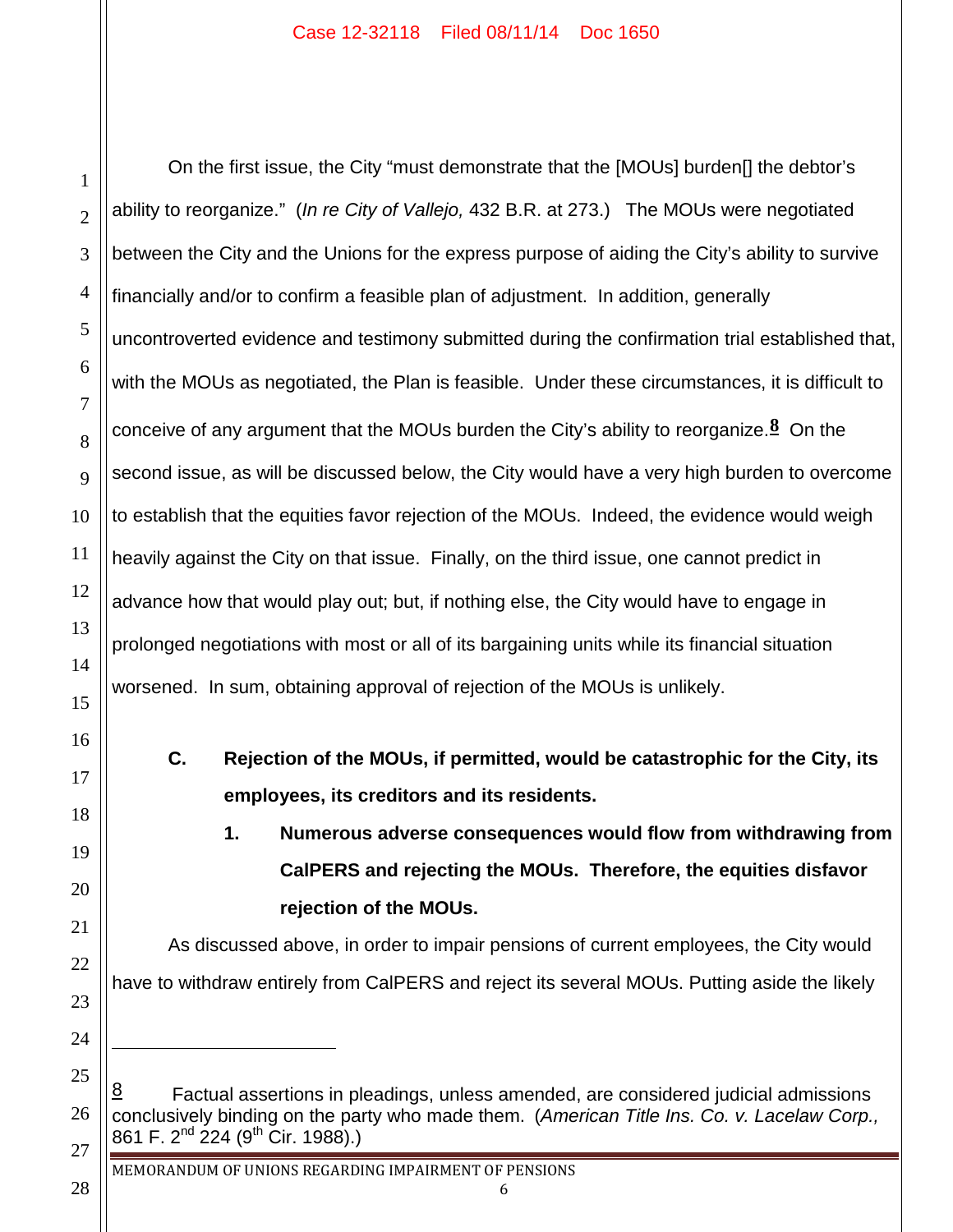On the first issue, the City "must demonstrate that the [MOUs] burden[] the debtor's ability to reorganize." (*In re City of Vallejo,* 432 B.R. at 273.) The MOUs were negotiated between the City and the Unions for the express purpose of aiding the City's ability to survive financially and/or to confirm a feasible plan of adjustment. In addition, generally uncontroverted evidence and testimony submitted during the confirmation trial established that, with the MOUs as negotiated, the Plan is feasible. Under these circumstances, it is difficult to conceive of any argument that the MOUs burden the City's ability to reorganize.[8] On the second issue, as will be discussed below, the City would have a very high burden to overcome to establish that the equities favor rejection of the MOUs. Indeed, the evidence would weigh heavily against the City on that issue. Finally, on the third issue, one cannot predict in advance how that would play out; but, if nothing else, the City would have to engage in prolonged negotiations with most or all of its bargaining units while its financial situation worsened. In sum, obtaining approval of rejection of the MOUs is unlikely.

**C. Rejection of the MOUs, if permitted, would be catastrophic for the City, its employees, its creditors and its residents.**

**1. Numerous adverse consequences would flow from withdrawing from CalPERS and rejecting the MOUs. Therefore, the equities disfavor rejection of the MOUs.**

As discussed above, in order to impair pensions of current employees, the City would have to withdraw entirely from CalPERS and reject its several MOUs. Putting aside the likely

---

[8] Factual assertions in pleadings, unless amended, are considered judicial admissions conclusively binding on the party who made them. (*American Title Ins. Co. v. Lacelaw Corp.,* 861 F. 2nd 224 (9th Cir. 1988).)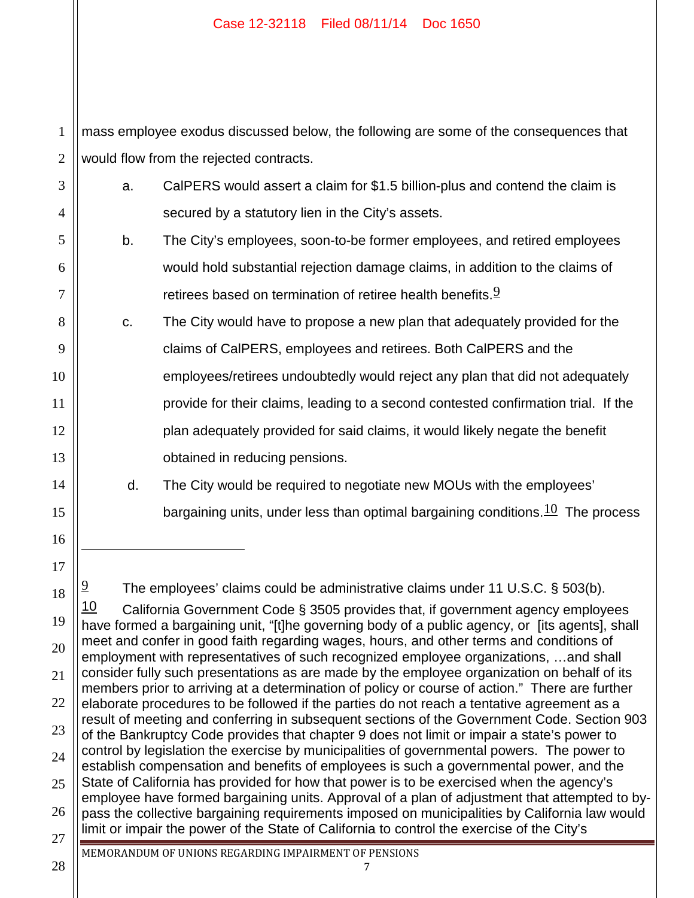mass employee exodus discussed below, the following are some of the consequences that would flow from the rejected contracts.

a. CalPERS would assert a claim for $1.5 billion-plus and contend the claim is secured by a statutory lien in the City's assets.

b. The City's employees, soon-to-be former employees, and retired employees would hold substantial rejection damage claims, in addition to the claims of retirees based on termination of retiree health benefits.[9]

c. The City would have to propose a new plan that adequately provided for the claims of CalPERS, employees and retirees. Both CalPERS and the employees/retirees undoubtedly would reject any plan that did not adequately provide for their claims, leading to a second contested confirmation trial. If the plan adequately provided for said claims, it would likely negate the benefit obtained in reducing pensions.

d. The City would be required to negotiate new MOUs with the employees' bargaining units, under less than optimal bargaining conditions.[10] The process

---

[9] The employees' claims could be administrative claims under 11 U.S.C. § 503(b).

[10] California Government Code § 3505 provides that, if government agency employees have formed a bargaining unit, "[t]he governing body of a public agency, or [its agents], shall meet and confer in good faith regarding wages, hours, and other terms and conditions of employment with representatives of such recognized employee organizations, …and shall consider fully such presentations as are made by the employee organization on behalf of its members prior to arriving at a determination of policy or course of action." There are further elaborate procedures to be followed if the parties do not reach a tentative agreement as a result of meeting and conferring in subsequent sections of the Government Code. Section 903 of the Bankruptcy Code provides that chapter 9 does not limit or impair a state's power to control by legislation the exercise by municipalities of governmental powers. The power to establish compensation and benefits of employees is such a governmental power, and the State of California has provided for how that power is to be exercised when the agency's employee have formed bargaining units. Approval of a plan of adjustment that attempted to by-pass the collective bargaining requirements imposed on municipalities by California law would limit or impair the power of the State of California to control the exercise of the City's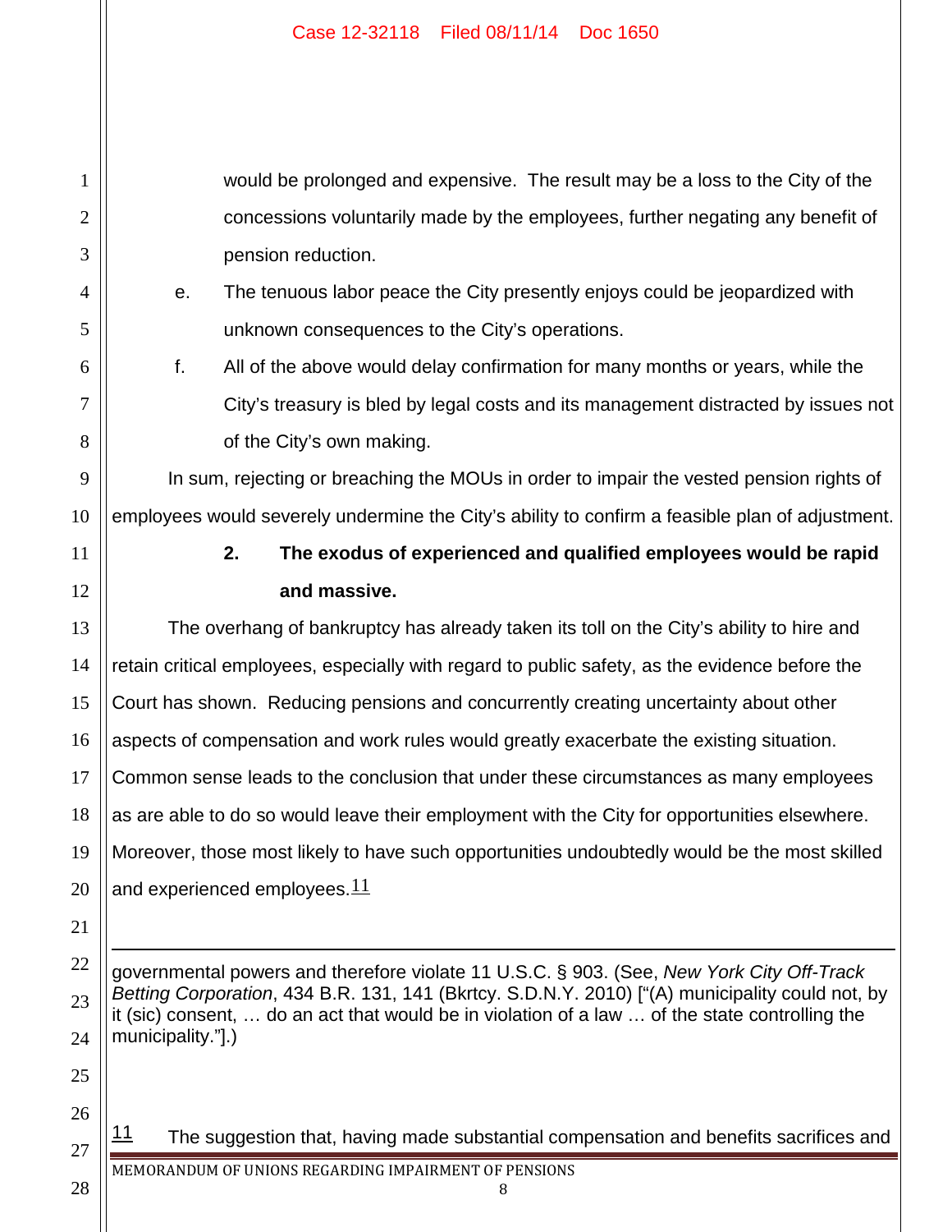would be prolonged and expensive. The result may be a loss to the City of the concessions voluntarily made by the employees, further negating any benefit of pension reduction.

e. The tenuous labor peace the City presently enjoys could be jeopardized with unknown consequences to the City's operations.

f. All of the above would delay confirmation for many months or years, while the City's treasury is bled by legal costs and its management distracted by issues not of the City's own making.

In sum, rejecting or breaching the MOUs in order to impair the vested pension rights of employees would severely undermine the City's ability to confirm a feasible plan of adjustment.

**2. The exodus of experienced and qualified employees would be rapid and massive.**

The overhang of bankruptcy has already taken its toll on the City's ability to hire and retain critical employees, especially with regard to public safety, as the evidence before the Court has shown. Reducing pensions and concurrently creating uncertainty about other aspects of compensation and work rules would greatly exacerbate the existing situation. Common sense leads to the conclusion that under these circumstances as many employees as are able to do so would leave their employment with the City for opportunities elsewhere. Moreover, those most likely to have such opportunities undoubtedly would be the most skilled and experienced employees.[11]

---

governmental powers and therefore violate 11 U.S.C. § 903. (See, *New York City Off-Track Betting Corporation*, 434 B.R. 131, 141 (Bkrtcy. S.D.N.Y. 2010) ["(A) municipality could not, by it (sic) consent, … do an act that would be in violation of a law … of the state controlling the municipality."].)

[11] The suggestion that, having made substantial compensation and benefits sacrifices and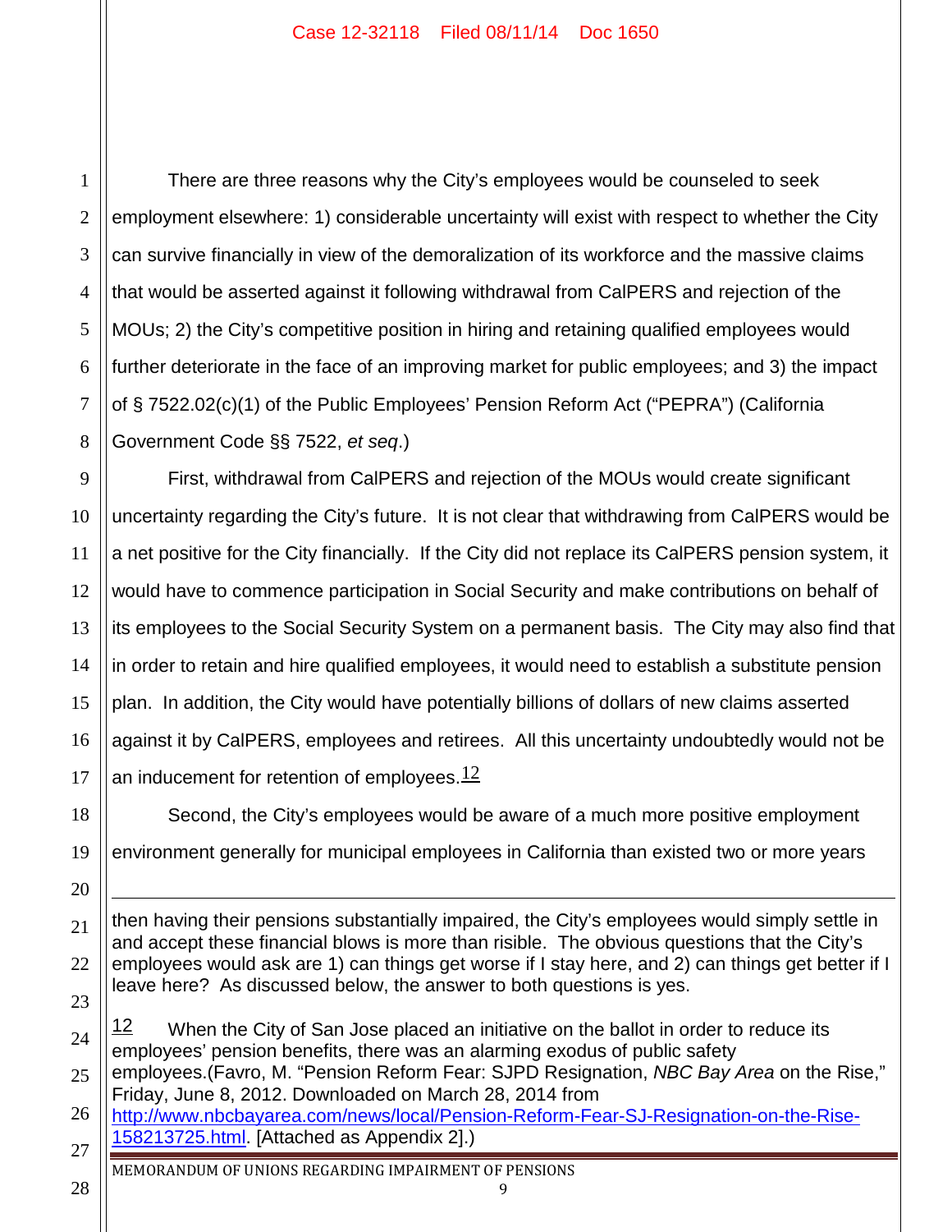There are three reasons why the City's employees would be counseled to seek employment elsewhere: 1) considerable uncertainty will exist with respect to whether the City can survive financially in view of the demoralization of its workforce and the massive claims that would be asserted against it following withdrawal from CalPERS and rejection of the MOUs; 2) the City's competitive position in hiring and retaining qualified employees would further deteriorate in the face of an improving market for public employees; and 3) the impact of § 7522.02(c)(1) of the Public Employees' Pension Reform Act ("PEPRA") (California Government Code §§ 7522, *et seq*.)

First, withdrawal from CalPERS and rejection of the MOUs would create significant uncertainty regarding the City's future. It is not clear that withdrawing from CalPERS would be a net positive for the City financially. If the City did not replace its CalPERS pension system, it would have to commence participation in Social Security and make contributions on behalf of its employees to the Social Security System on a permanent basis. The City may also find that in order to retain and hire qualified employees, it would need to establish a substitute pension plan. In addition, the City would have potentially billions of dollars of new claims asserted against it by CalPERS, employees and retirees. All this uncertainty undoubtedly would not be an inducement for retention of employees.[12]

Second, the City's employees would be aware of a much more positive employment environment generally for municipal employees in California than existed two or more years

---

then having their pensions substantially impaired, the City's employees would simply settle in and accept these financial blows is more than risible. The obvious questions that the City's employees would ask are 1) can things get worse if I stay here, and 2) can things get better if I leave here? As discussed below, the answer to both questions is yes.

[12] When the City of San Jose placed an initiative on the ballot in order to reduce its employees' pension benefits, there was an alarming exodus of public safety employees.(Favro, M. "Pension Reform Fear: SJPD Resignation, *NBC Bay Area* on the Rise," Friday, June 8, 2012. Downloaded on March 28, 2014 from http://www.nbcbayarea.com/news/local/Pension-Reform-Fear-SJ-Resignation-on-the-Rise-158213725.html. [Attached as Appendix 2].)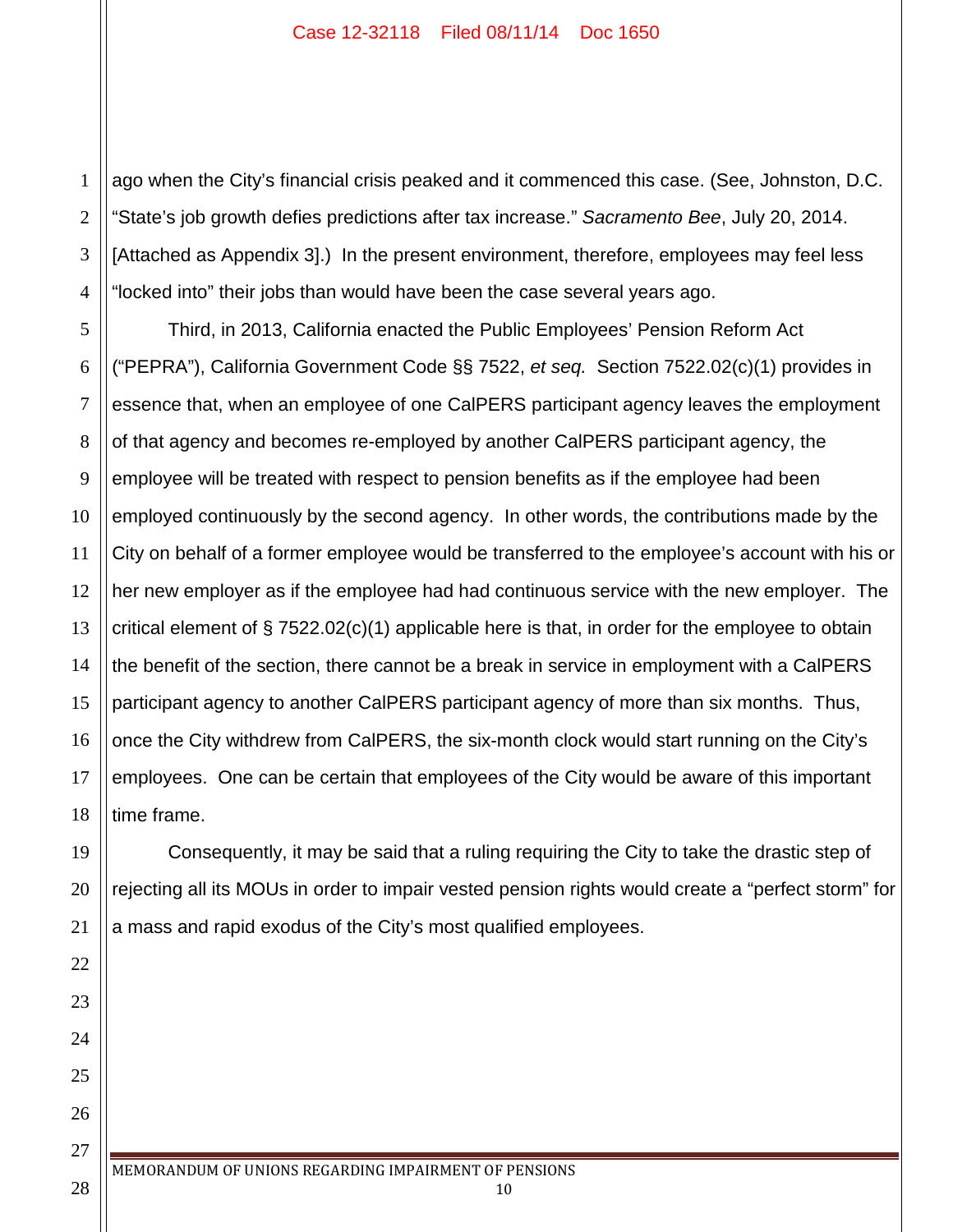ago when the City's financial crisis peaked and it commenced this case. (See, Johnston, D.C. "State's job growth defies predictions after tax increase." *Sacramento Bee*, July 20, 2014. [Attached as Appendix 3].) In the present environment, therefore, employees may feel less "locked into" their jobs than would have been the case several years ago.

Third, in 2013, California enacted the Public Employees' Pension Reform Act ("PEPRA"), California Government Code §§ 7522, *et seq.* Section 7522.02(c)(1) provides in essence that, when an employee of one CalPERS participant agency leaves the employment of that agency and becomes re-employed by another CalPERS participant agency, the employee will be treated with respect to pension benefits as if the employee had been employed continuously by the second agency. In other words, the contributions made by the City on behalf of a former employee would be transferred to the employee's account with his or her new employer as if the employee had had continuous service with the new employer. The critical element of § 7522.02(c)(1) applicable here is that, in order for the employee to obtain the benefit of the section, there cannot be a break in service in employment with a CalPERS participant agency to another CalPERS participant agency of more than six months. Thus, once the City withdrew from CalPERS, the six-month clock would start running on the City's employees. One can be certain that employees of the City would be aware of this important time frame.

Consequently, it may be said that a ruling requiring the City to take the drastic step of rejecting all its MOUs in order to impair vested pension rights would create a "perfect storm" for a mass and rapid exodus of the City's most qualified employees.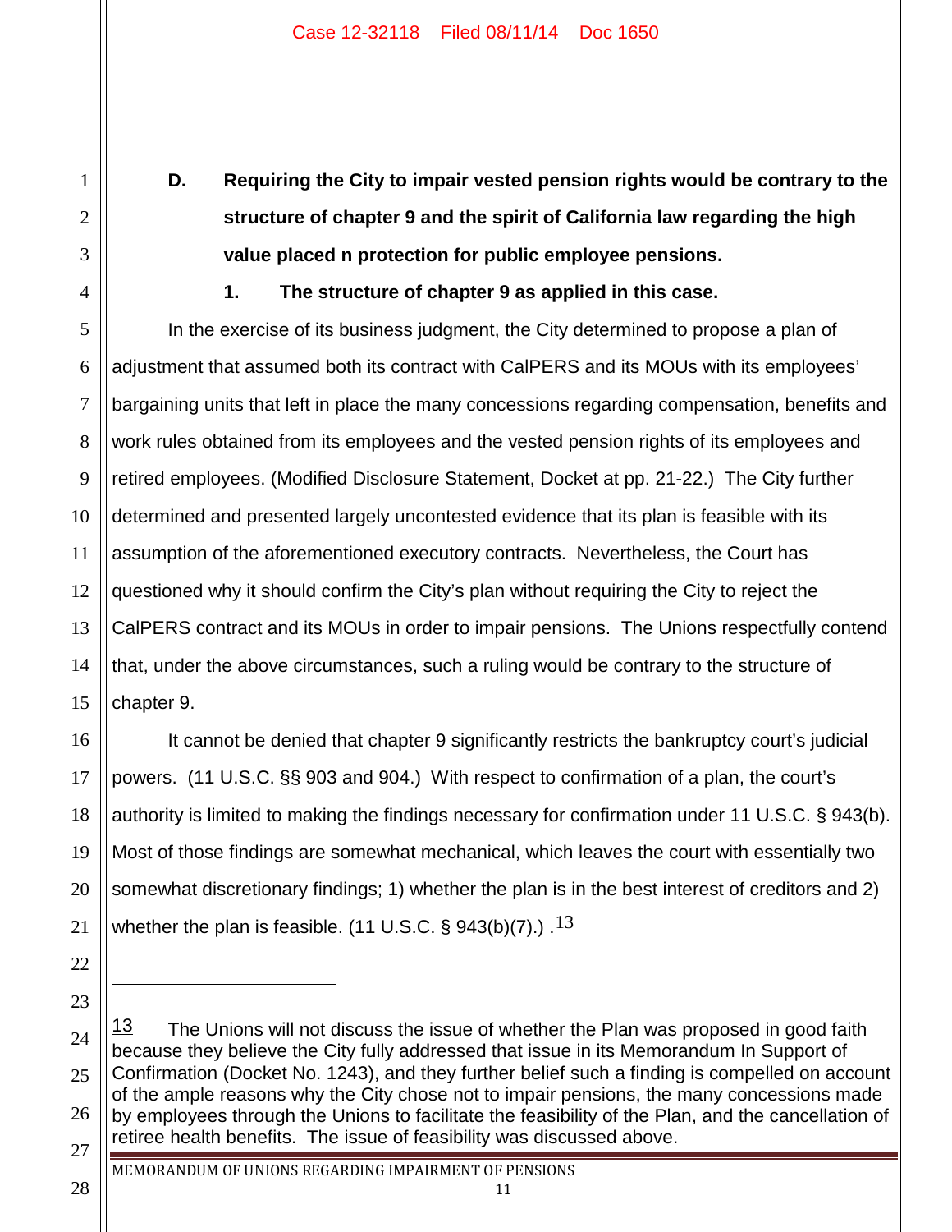**D. Requiring the City to impair vested pension rights would be contrary to the structure of chapter 9 and the spirit of California law regarding the high value placed n protection for public employee pensions.**

**1. The structure of chapter 9 as applied in this case.**

In the exercise of its business judgment, the City determined to propose a plan of adjustment that assumed both its contract with CalPERS and its MOUs with its employees' bargaining units that left in place the many concessions regarding compensation, benefits and work rules obtained from its employees and the vested pension rights of its employees and retired employees. (Modified Disclosure Statement, Docket at pp. 21-22.) The City further determined and presented largely uncontested evidence that its plan is feasible with its assumption of the aforementioned executory contracts. Nevertheless, the Court has questioned why it should confirm the City's plan without requiring the City to reject the CalPERS contract and its MOUs in order to impair pensions. The Unions respectfully contend that, under the above circumstances, such a ruling would be contrary to the structure of chapter 9.

It cannot be denied that chapter 9 significantly restricts the bankruptcy court's judicial powers. (11 U.S.C. §§ 903 and 904.) With respect to confirmation of a plan, the court's authority is limited to making the findings necessary for confirmation under 11 U.S.C. § 943(b). Most of those findings are somewhat mechanical, which leaves the court with essentially two somewhat discretionary findings; 1) whether the plan is in the best interest of creditors and 2) whether the plan is feasible. (11 U.S.C. § 943(b)(7).) .[13]

---

[13] The Unions will not discuss the issue of whether the Plan was proposed in good faith because they believe the City fully addressed that issue in its Memorandum In Support of Confirmation (Docket No. 1243), and they further belief such a finding is compelled on account of the ample reasons why the City chose not to impair pensions, the many concessions made by employees through the Unions to facilitate the feasibility of the Plan, and the cancellation of retiree health benefits. The issue of feasibility was discussed above.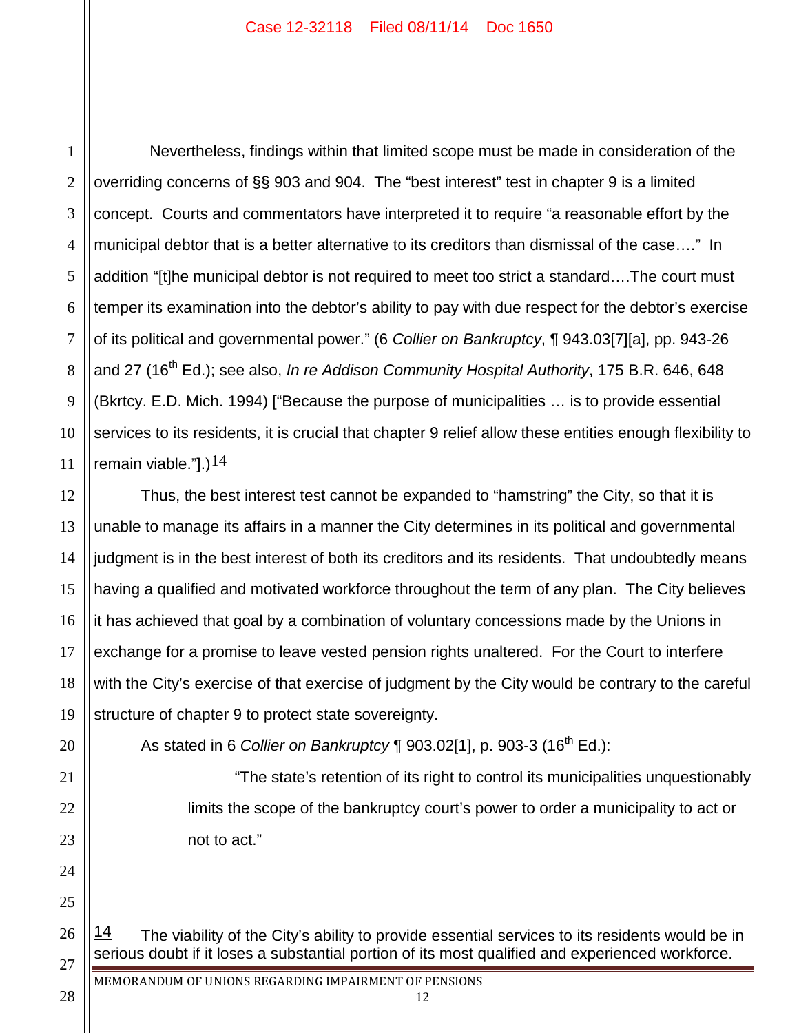Nevertheless, findings within that limited scope must be made in consideration of the overriding concerns of §§ 903 and 904. The "best interest" test in chapter 9 is a limited concept. Courts and commentators have interpreted it to require "a reasonable effort by the municipal debtor that is a better alternative to its creditors than dismissal of the case…." In addition "[t]he municipal debtor is not required to meet too strict a standard….The court must temper its examination into the debtor's ability to pay with due respect for the debtor's exercise of its political and governmental power." (6 *Collier on Bankruptcy*, ¶ 943.03[7][a], pp. 943-26 and 27 (16th Ed.); see also, *In re Addison Community Hospital Authority*, 175 B.R. 646, 648 (Bkrtcy. E.D. Mich. 1994) ["Because the purpose of municipalities … is to provide essential services to its residents, it is crucial that chapter 9 relief allow these entities enough flexibility to remain viable."].)[14]

Thus, the best interest test cannot be expanded to "hamstring" the City, so that it is unable to manage its affairs in a manner the City determines in its political and governmental judgment is in the best interest of both its creditors and its residents. That undoubtedly means having a qualified and motivated workforce throughout the term of any plan. The City believes it has achieved that goal by a combination of voluntary concessions made by the Unions in exchange for a promise to leave vested pension rights unaltered. For the Court to interfere with the City's exercise of that exercise of judgment by the City would be contrary to the careful structure of chapter 9 to protect state sovereignty.

As stated in 6 *Collier on Bankruptcy* ¶ 903.02[1], p. 903-3 (16th Ed.):

> "The state's retention of its right to control its municipalities unquestionably limits the scope of the bankruptcy court's power to order a municipality to act or not to act."

---

[14] The viability of the City's ability to provide essential services to its residents would be in serious doubt if it loses a substantial portion of its most qualified and experienced workforce.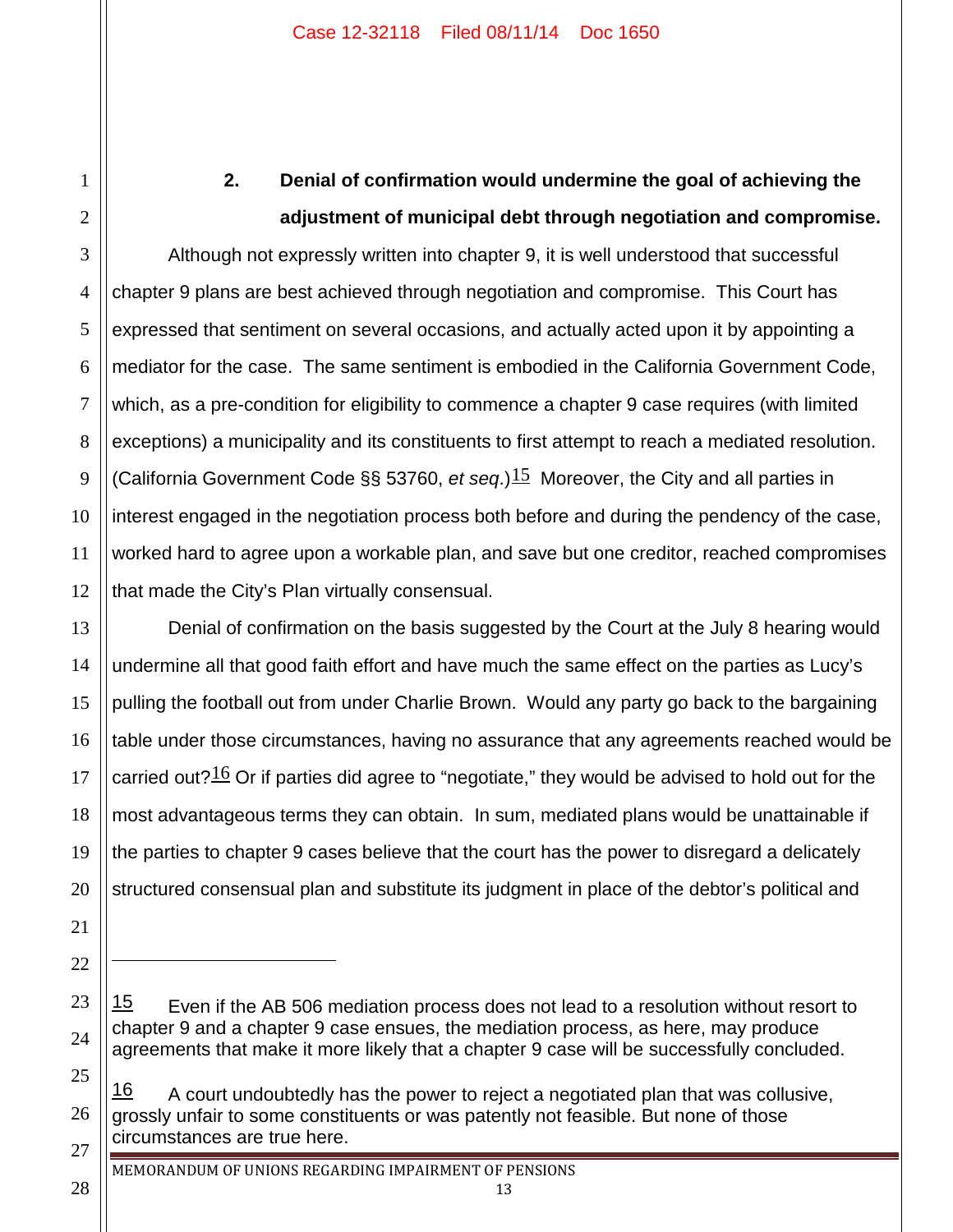### 2. Denial of confirmation would undermine the goal of achieving the adjustment of municipal debt through negotiation and compromise.

Although not expressly written into chapter 9, it is well understood that successful chapter 9 plans are best achieved through negotiation and compromise. This Court has expressed that sentiment on several occasions, and actually acted upon it by appointing a mediator for the case. The same sentiment is embodied in the California Government Code, which, as a pre-condition for eligibility to commence a chapter 9 case requires (with limited exceptions) a municipality and its constituents to first attempt to reach a mediated resolution. (California Government Code §§ 53760, *et seq.*)[15] Moreover, the City and all parties in interest engaged in the negotiation process both before and during the pendency of the case, worked hard to agree upon a workable plan, and save but one creditor, reached compromises that made the City's Plan virtually consensual.

Denial of confirmation on the basis suggested by the Court at the July 8 hearing would undermine all that good faith effort and have much the same effect on the parties as Lucy's pulling the football out from under Charlie Brown. Would any party go back to the bargaining table under those circumstances, having no assurance that any agreements reached would be carried out?[16] Or if parties did agree to "negotiate," they would be advised to hold out for the most advantageous terms they can obtain. In sum, mediated plans would be unattainable if the parties to chapter 9 cases believe that the court has the power to disregard a delicately structured consensual plan and substitute its judgment in place of the debtor's political and

---

[15] Even if the AB 506 mediation process does not lead to a resolution without resort to chapter 9 and a chapter 9 case ensues, the mediation process, as here, may produce agreements that make it more likely that a chapter 9 case will be successfully concluded.

[16] A court undoubtedly has the power to reject a negotiated plan that was collusive, grossly unfair to some constituents or was patently not feasible. But none of those circumstances are true here.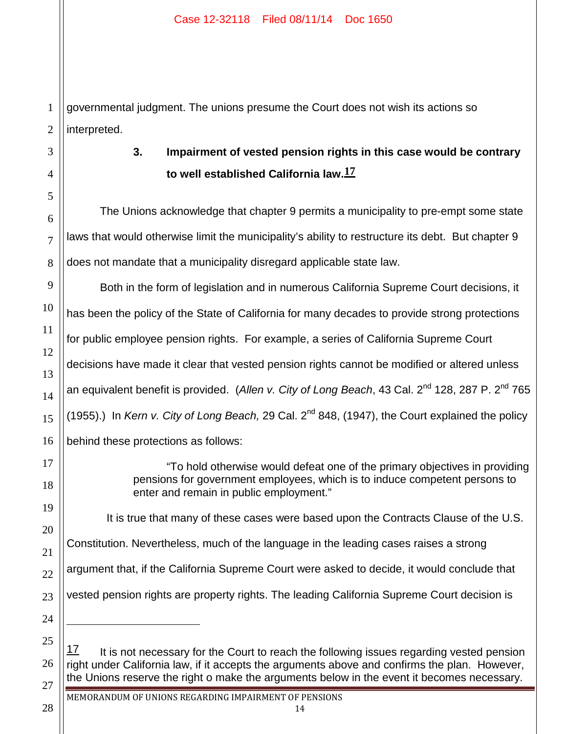governmental judgment. The unions presume the Court does not wish its actions so interpreted.

### 3. Impairment of vested pension rights in this case would be contrary to well established California law.[17]

The Unions acknowledge that chapter 9 permits a municipality to pre-empt some state laws that would otherwise limit the municipality's ability to restructure its debt. But chapter 9 does not mandate that a municipality disregard applicable state law.

Both in the form of legislation and in numerous California Supreme Court decisions, it has been the policy of the State of California for many decades to provide strong protections for public employee pension rights. For example, a series of California Supreme Court decisions have made it clear that vested pension rights cannot be modified or altered unless an equivalent benefit is provided. (*Allen v. City of Long Beach*, 43 Cal. 2nd 128, 287 P. 2nd 765 (1955).) In *Kern v. City of Long Beach,* 29 Cal. 2nd 848, (1947), the Court explained the policy behind these protections as follows:

> "To hold otherwise would defeat one of the primary objectives in providing pensions for government employees, which is to induce competent persons to enter and remain in public employment."

It is true that many of these cases were based upon the Contracts Clause of the U.S. Constitution. Nevertheless, much of the language in the leading cases raises a strong argument that, if the California Supreme Court were asked to decide, it would conclude that vested pension rights are property rights. The leading California Supreme Court decision is

---

[17] It is not necessary for the Court to reach the following issues regarding vested pension right under California law, if it accepts the arguments above and confirms the plan. However, the Unions reserve the right o make the arguments below in the event it becomes necessary.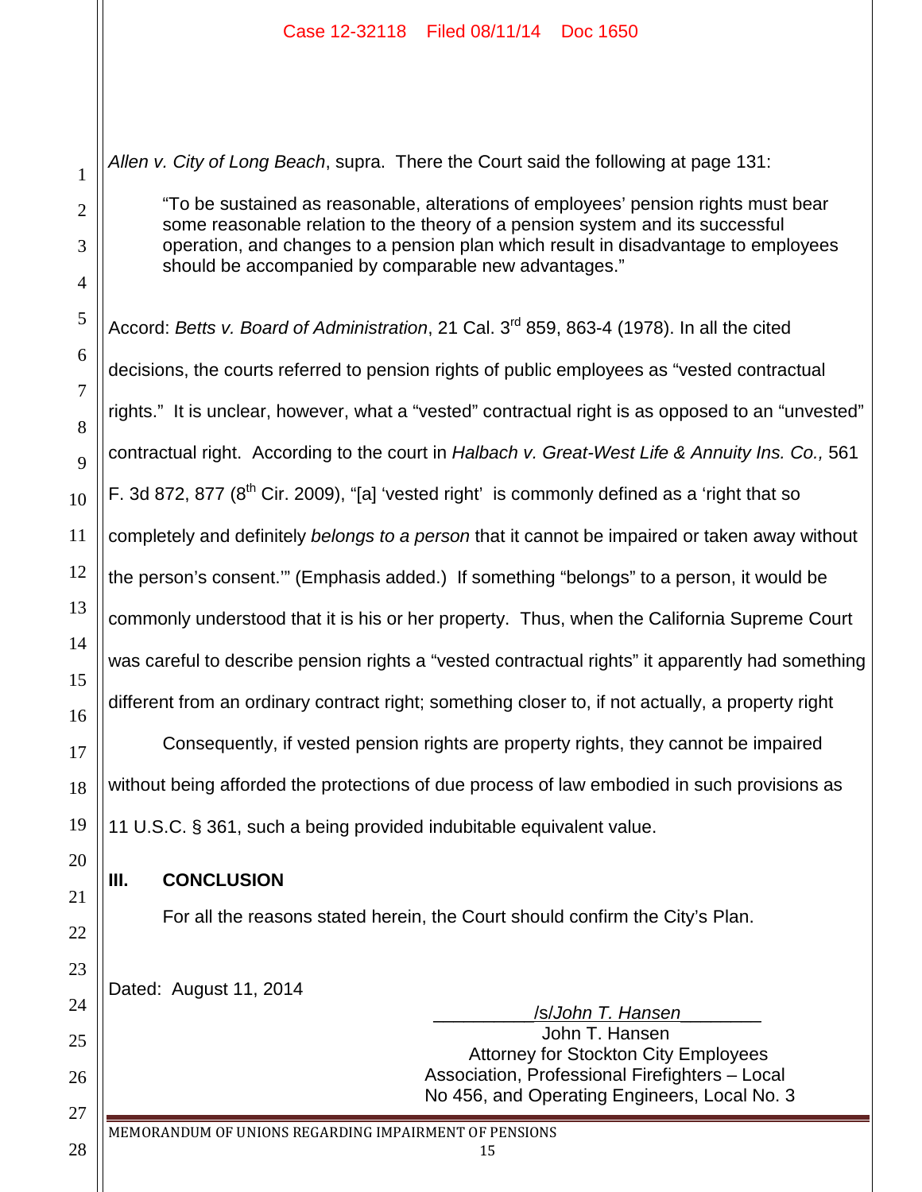*Allen v. City of Long Beach*, supra. There the Court said the following at page 131:

> "To be sustained as reasonable, alterations of employees' pension rights must bear some reasonable relation to the theory of a pension system and its successful operation, and changes to a pension plan which result in disadvantage to employees should be accompanied by comparable new advantages."

Accord: *Betts v. Board of Administration*, 21 Cal. 3rd 859, 863-4 (1978). In all the cited decisions, the courts referred to pension rights of public employees as "vested contractual rights." It is unclear, however, what a "vested" contractual right is as opposed to an "unvested" contractual right. According to the court in *Halbach v. Great-West Life & Annuity Ins. Co.,* 561 F. 3d 872, 877 (8th Cir. 2009), "[a] 'vested right' is commonly defined as a 'right that so completely and definitely *belongs to a person* that it cannot be impaired or taken away without the person's consent.'" (Emphasis added.) If something "belongs" to a person, it would be commonly understood that it is his or her property. Thus, when the California Supreme Court was careful to describe pension rights a "vested contractual rights" it apparently had something different from an ordinary contract right; something closer to, if not actually, a property right

Consequently, if vested pension rights are property rights, they cannot be impaired without being afforded the protections of due process of law embodied in such provisions as 11 U.S.C. § 361, such a being provided indubitable equivalent value.

## III. CONCLUSION

For all the reasons stated herein, the Court should confirm the City's Plan.

Dated: August 11, 2014

/s/*John T. Hansen*
John T. Hansen
Attorney for Stockton City Employees Association, Professional Firefighters – Local No 456, and Operating Engineers, Local No. 3